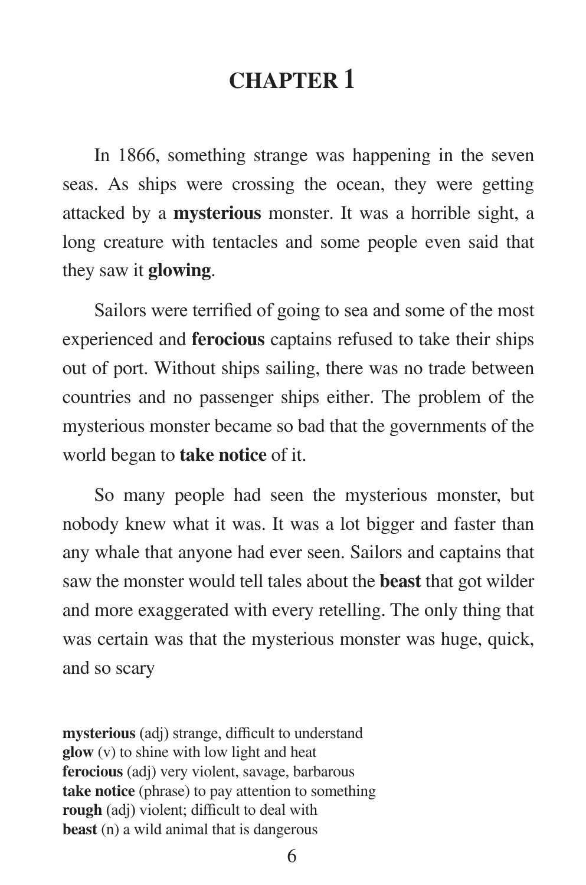# CHAPTER 1

In 1866, something strange was happening in the seven seas. As ships were crossing the ocean, they were getting attacked by a **mysterious** monster. It was a horrible sight, a long creature with tentacles and some people even said that they saw it **glowing**.

Sailors were terrified of going to sea and some of the most experienced and **ferocious** captains refused to take their ships out of port. Without ships sailing, there was no trade between countries and no passenger ships either. The problem of the mysterious monster became so bad that the governments of the world began to **take notice** of it.

So many people had seen the mysterious monster, but nobody knew what it was. It was a lot bigger and faster than any whale that anyone had ever seen. Sailors and captains that saw the monster would tell tales about the **beast** that got wilder and more exaggerated with every retelling. The only thing that was certain was that the mysterious monster was huge, quick, and so scary

**mysterious** (adj) strange, difficult to understand
**glow** (v) to shine with low light and heat
**ferocious** (adj) very violent, savage, barbarous
**take notice** (phrase) to pay attention to something
**rough** (adj) violent; difficult to deal with
**beast** (n) a wild animal that is dangerous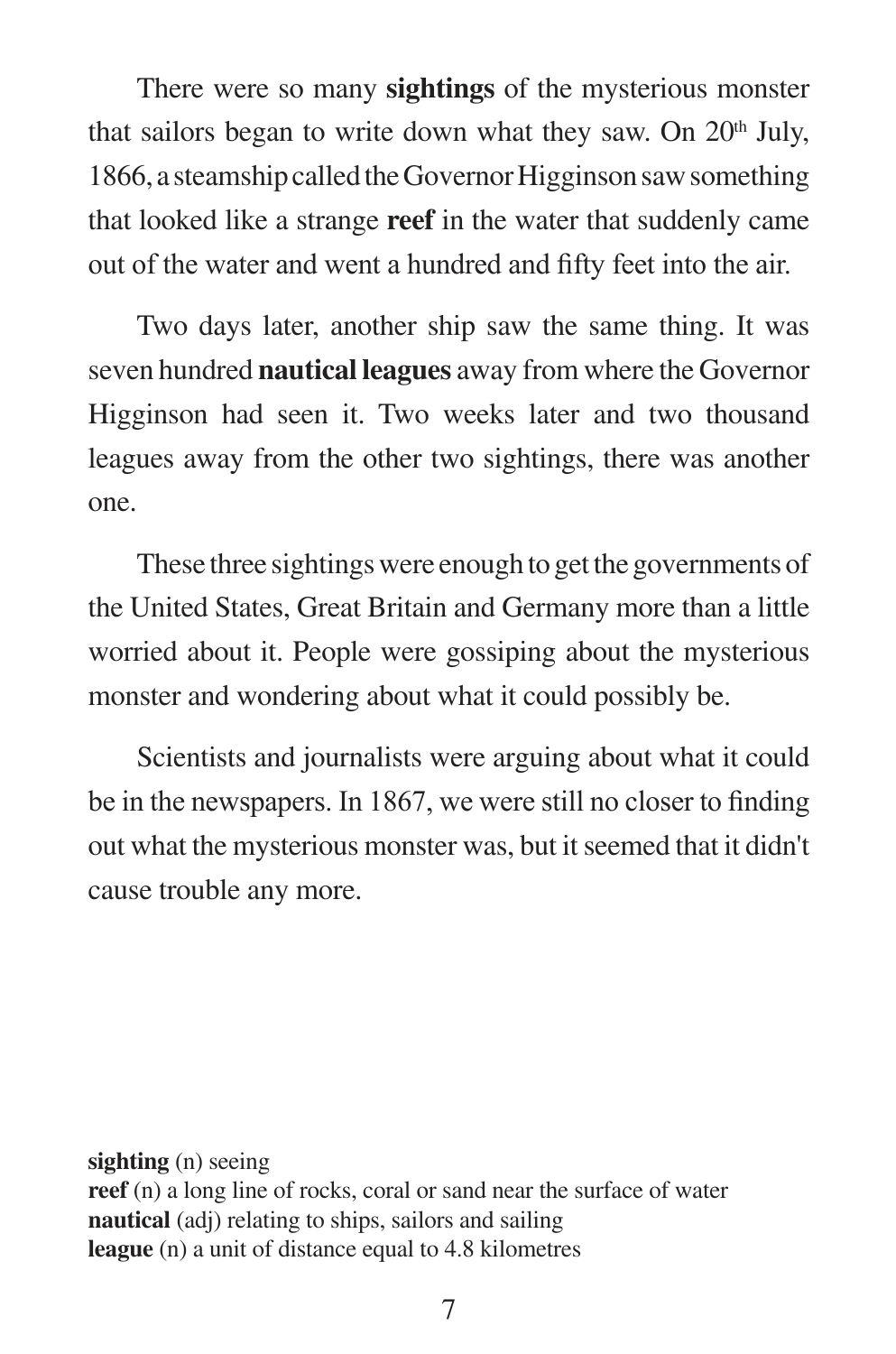There were so many **sightings** of the mysterious monster that sailors began to write down what they saw. On 20th July, 1866, a steamship called the Governor Higginson saw something that looked like a strange **reef** in the water that suddenly came out of the water and went a hundred and fifty feet into the air.

Two days later, another ship saw the same thing. It was seven hundred **nautical leagues** away from where the Governor Higginson had seen it. Two weeks later and two thousand leagues away from the other two sightings, there was another one.

These three sightings were enough to get the governments of the United States, Great Britain and Germany more than a little worried about it. People were gossiping about the mysterious monster and wondering about what it could possibly be.

Scientists and journalists were arguing about what it could be in the newspapers. In 1867, we were still no closer to finding out what the mysterious monster was, but it seemed that it didn't cause trouble any more.

**sighting** (n) seeing
**reef** (n) a long line of rocks, coral or sand near the surface of water
**nautical** (adj) relating to ships, sailors and sailing
**league** (n) a unit of distance equal to 4.8 kilometres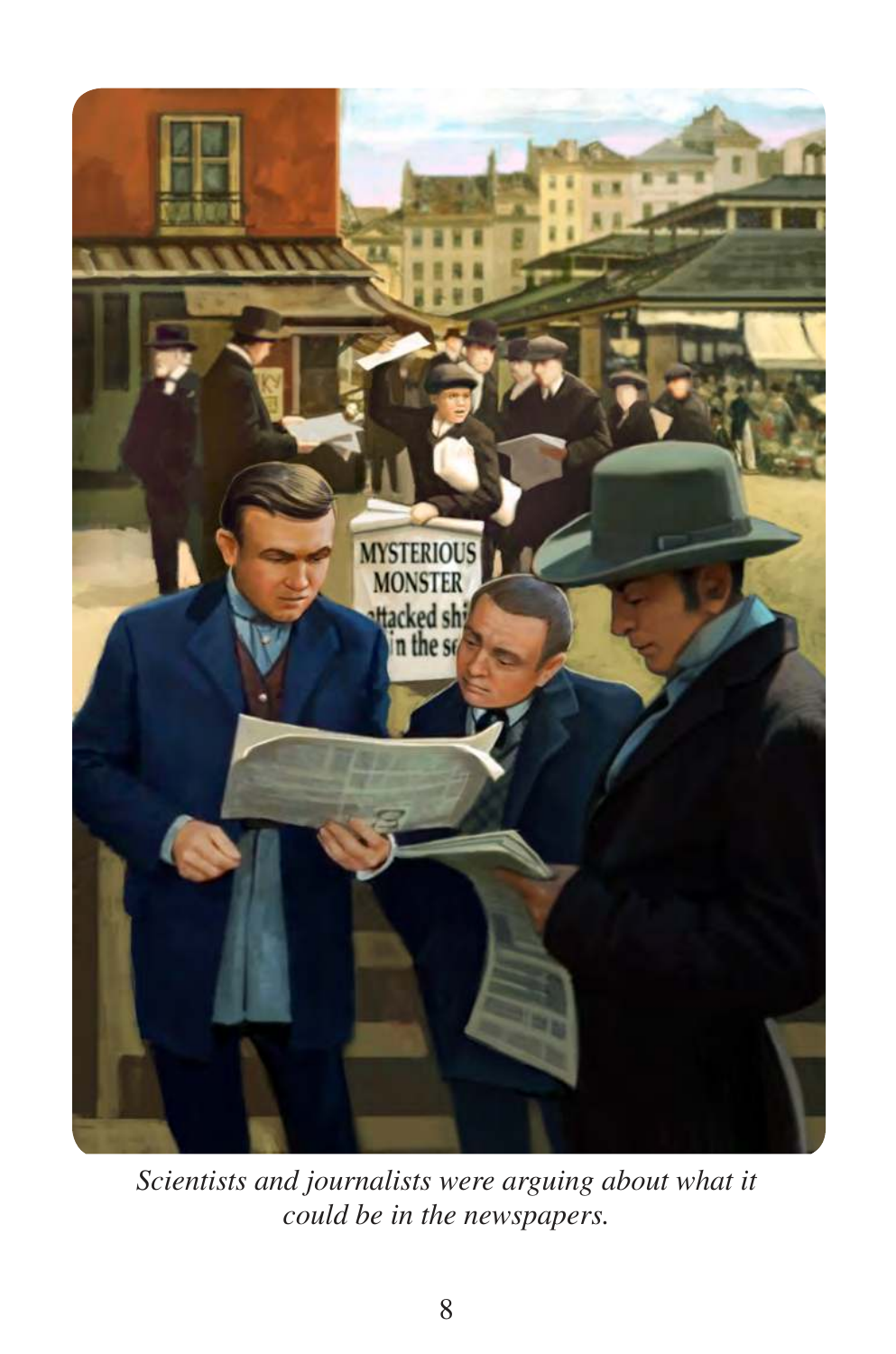*Scientists and journalists were arguing about what it could be in the newspapers.*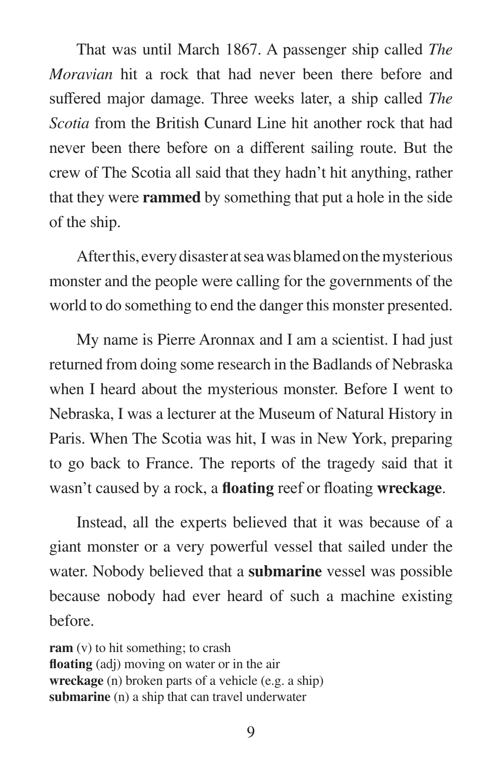That was until March 1867. A passenger ship called *The Moravian* hit a rock that had never been there before and suffered major damage. Three weeks later, a ship called *The Scotia* from the British Cunard Line hit another rock that had never been there before on a different sailing route. But the crew of The Scotia all said that they hadn't hit anything, rather that they were **rammed** by something that put a hole in the side of the ship.

After this, every disaster at sea was blamed on the mysterious monster and the people were calling for the governments of the world to do something to end the danger this monster presented.

My name is Pierre Aronnax and I am a scientist. I had just returned from doing some research in the Badlands of Nebraska when I heard about the mysterious monster. Before I went to Nebraska, I was a lecturer at the Museum of Natural History in Paris. When The Scotia was hit, I was in New York, preparing to go back to France. The reports of the tragedy said that it wasn't caused by a rock, a **floating** reef or floating **wreckage**.

Instead, all the experts believed that it was because of a giant monster or a very powerful vessel that sailed under the water. Nobody believed that a **submarine** vessel was possible because nobody had ever heard of such a machine existing before.

**ram** (v) to hit something; to crash
**floating** (adj) moving on water or in the air
**wreckage** (n) broken parts of a vehicle (e.g. a ship)
**submarine** (n) a ship that can travel underwater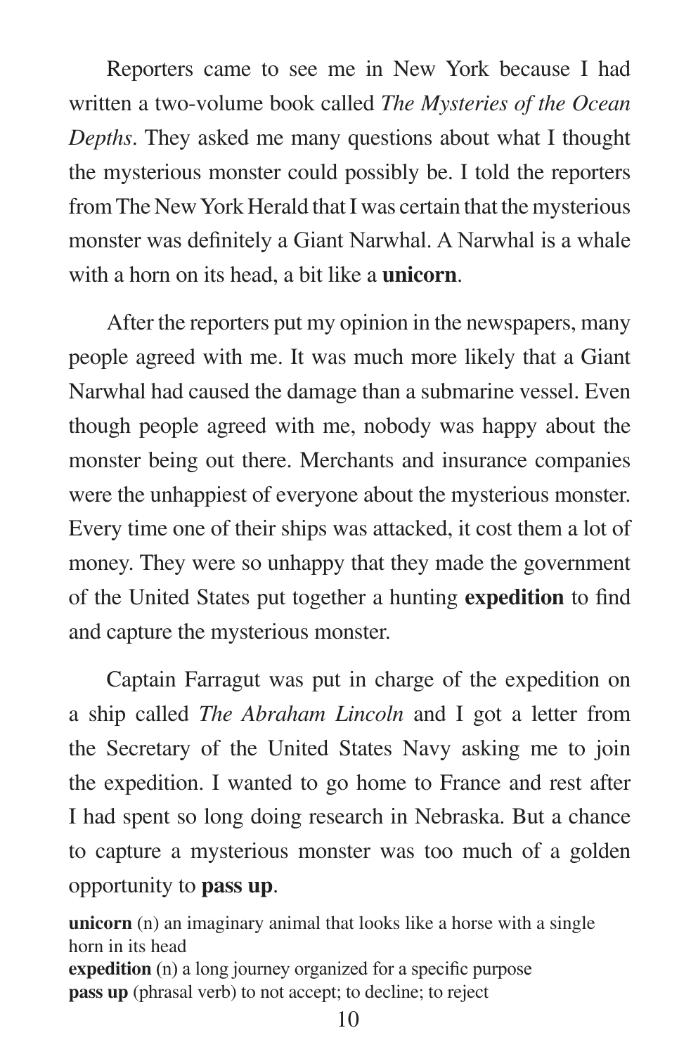Reporters came to see me in New York because I had written a two-volume book called *The Mysteries of the Ocean Depths*. They asked me many questions about what I thought the mysterious monster could possibly be. I told the reporters from The New York Herald that I was certain that the mysterious monster was definitely a Giant Narwhal. A Narwhal is a whale with a horn on its head, a bit like a **unicorn**.

After the reporters put my opinion in the newspapers, many people agreed with me. It was much more likely that a Giant Narwhal had caused the damage than a submarine vessel. Even though people agreed with me, nobody was happy about the monster being out there. Merchants and insurance companies were the unhappiest of everyone about the mysterious monster. Every time one of their ships was attacked, it cost them a lot of money. They were so unhappy that they made the government of the United States put together a hunting **expedition** to find and capture the mysterious monster.

Captain Farragut was put in charge of the expedition on a ship called *The Abraham Lincoln* and I got a letter from the Secretary of the United States Navy asking me to join the expedition. I wanted to go home to France and rest after I had spent so long doing research in Nebraska. But a chance to capture a mysterious monster was too much of a golden opportunity to **pass up**.

**unicorn** (n) an imaginary animal that looks like a horse with a single horn in its head
**expedition** (n) a long journey organized for a specific purpose
**pass up** (phrasal verb) to not accept; to decline; to reject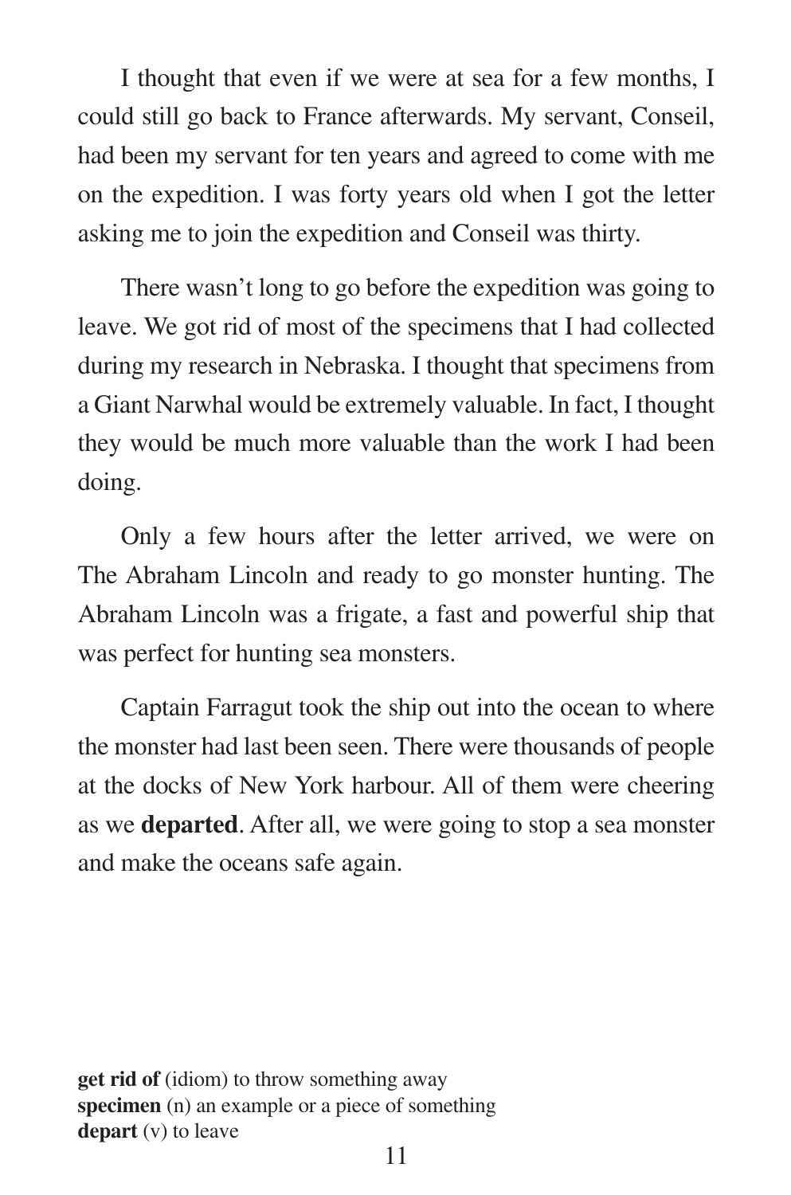I thought that even if we were at sea for a few months, I could still go back to France afterwards. My servant, Conseil, had been my servant for ten years and agreed to come with me on the expedition. I was forty years old when I got the letter asking me to join the expedition and Conseil was thirty.

There wasn't long to go before the expedition was going to leave. We got rid of most of the specimens that I had collected during my research in Nebraska. I thought that specimens from a Giant Narwhal would be extremely valuable. In fact, I thought they would be much more valuable than the work I had been doing.

Only a few hours after the letter arrived, we were on The Abraham Lincoln and ready to go monster hunting. The Abraham Lincoln was a frigate, a fast and powerful ship that was perfect for hunting sea monsters.

Captain Farragut took the ship out into the ocean to where the monster had last been seen. There were thousands of people at the docks of New York harbour. All of them were cheering as we **departed**. After all, we were going to stop a sea monster and make the oceans safe again.

**get rid of** (idiom) to throw something away
**specimen** (n) an example or a piece of something
**depart** (v) to leave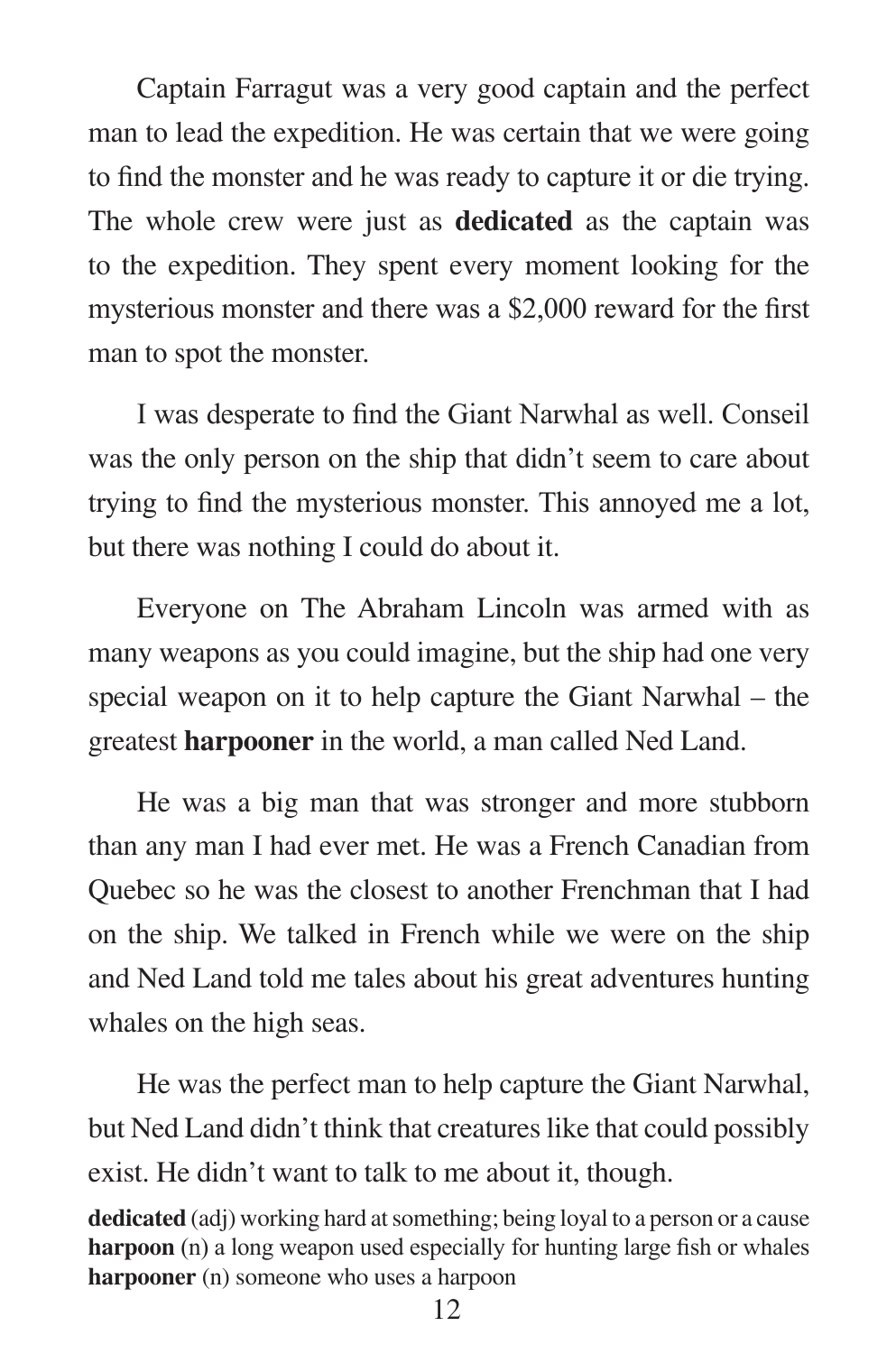Captain Farragut was a very good captain and the perfect man to lead the expedition. He was certain that we were going to find the monster and he was ready to capture it or die trying. The whole crew were just as **dedicated** as the captain was to the expedition. They spent every moment looking for the mysterious monster and there was a $2,000 reward for the first man to spot the monster.

I was desperate to find the Giant Narwhal as well. Conseil was the only person on the ship that didn't seem to care about trying to find the mysterious monster. This annoyed me a lot, but there was nothing I could do about it.

Everyone on The Abraham Lincoln was armed with as many weapons as you could imagine, but the ship had one very special weapon on it to help capture the Giant Narwhal – the greatest **harpooner** in the world, a man called Ned Land.

He was a big man that was stronger and more stubborn than any man I had ever met. He was a French Canadian from Quebec so he was the closest to another Frenchman that I had on the ship. We talked in French while we were on the ship and Ned Land told me tales about his great adventures hunting whales on the high seas.

He was the perfect man to help capture the Giant Narwhal, but Ned Land didn't think that creatures like that could possibly exist. He didn't want to talk to me about it, though.

**dedicated** (adj) working hard at something; being loyal to a person or a cause
**harpoon** (n) a long weapon used especially for hunting large fish or whales
**harpooner** (n) someone who uses a harpoon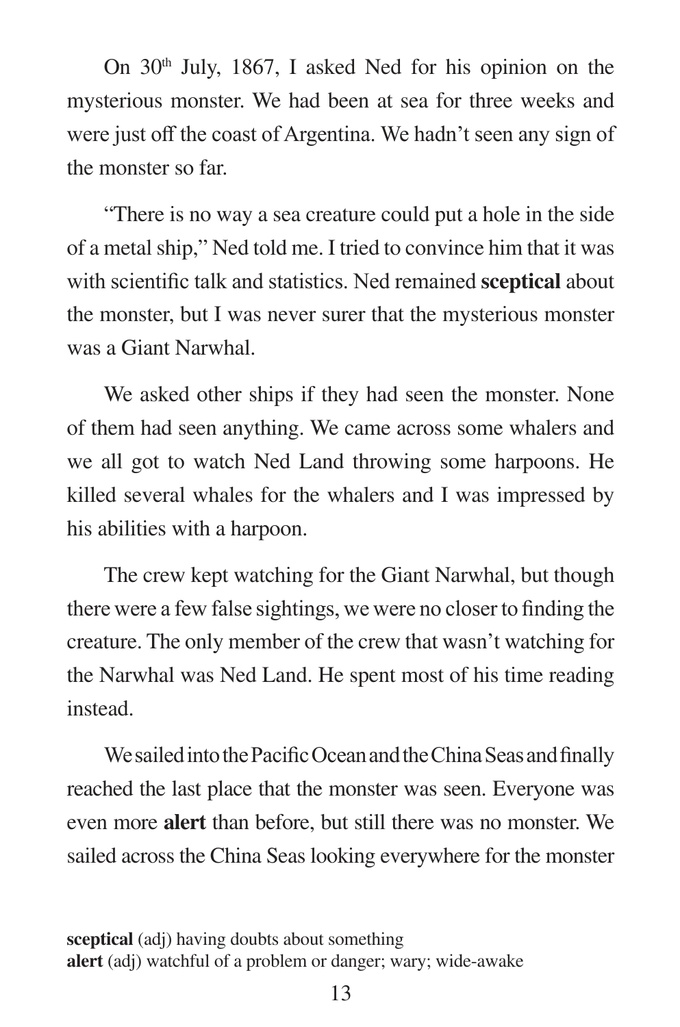On 30th July, 1867, I asked Ned for his opinion on the mysterious monster. We had been at sea for three weeks and were just off the coast of Argentina. We hadn't seen any sign of the monster so far.

"There is no way a sea creature could put a hole in the side of a metal ship," Ned told me. I tried to convince him that it was with scientific talk and statistics. Ned remained **sceptical** about the monster, but I was never surer that the mysterious monster was a Giant Narwhal.

We asked other ships if they had seen the monster. None of them had seen anything. We came across some whalers and we all got to watch Ned Land throwing some harpoons. He killed several whales for the whalers and I was impressed by his abilities with a harpoon.

The crew kept watching for the Giant Narwhal, but though there were a few false sightings, we were no closer to finding the creature. The only member of the crew that wasn't watching for the Narwhal was Ned Land. He spent most of his time reading instead.

We sailed into the Pacific Ocean and the China Seas and finally reached the last place that the monster was seen. Everyone was even more **alert** than before, but still there was no monster. We sailed across the China Seas looking everywhere for the monster

**sceptical** (adj) having doubts about something
**alert** (adj) watchful of a problem or danger; wary; wide-awake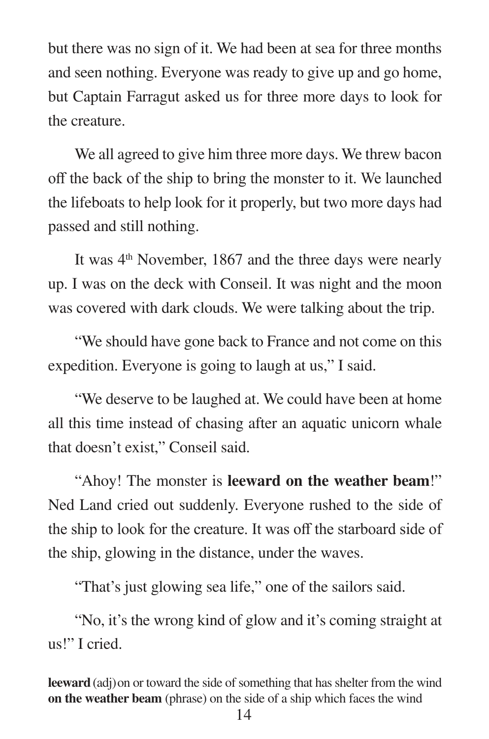but there was no sign of it. We had been at sea for three months and seen nothing. Everyone was ready to give up and go home, but Captain Farragut asked us for three more days to look for the creature.

We all agreed to give him three more days. We threw bacon off the back of the ship to bring the monster to it. We launched the lifeboats to help look for it properly, but two more days had passed and still nothing.

It was 4th November, 1867 and the three days were nearly up. I was on the deck with Conseil. It was night and the moon was covered with dark clouds. We were talking about the trip.

"We should have gone back to France and not come on this expedition. Everyone is going to laugh at us," I said.

"We deserve to be laughed at. We could have been at home all this time instead of chasing after an aquatic unicorn whale that doesn't exist," Conseil said.

"Ahoy! The monster is **leeward on the weather beam**!" Ned Land cried out suddenly. Everyone rushed to the side of the ship to look for the creature. It was off the starboard side of the ship, glowing in the distance, under the waves.

"That's just glowing sea life," one of the sailors said.

"No, it's the wrong kind of glow and it's coming straight at us!" I cried.

**leeward** (adj) on or toward the side of something that has shelter from the wind
**on the weather beam** (phrase) on the side of a ship which faces the wind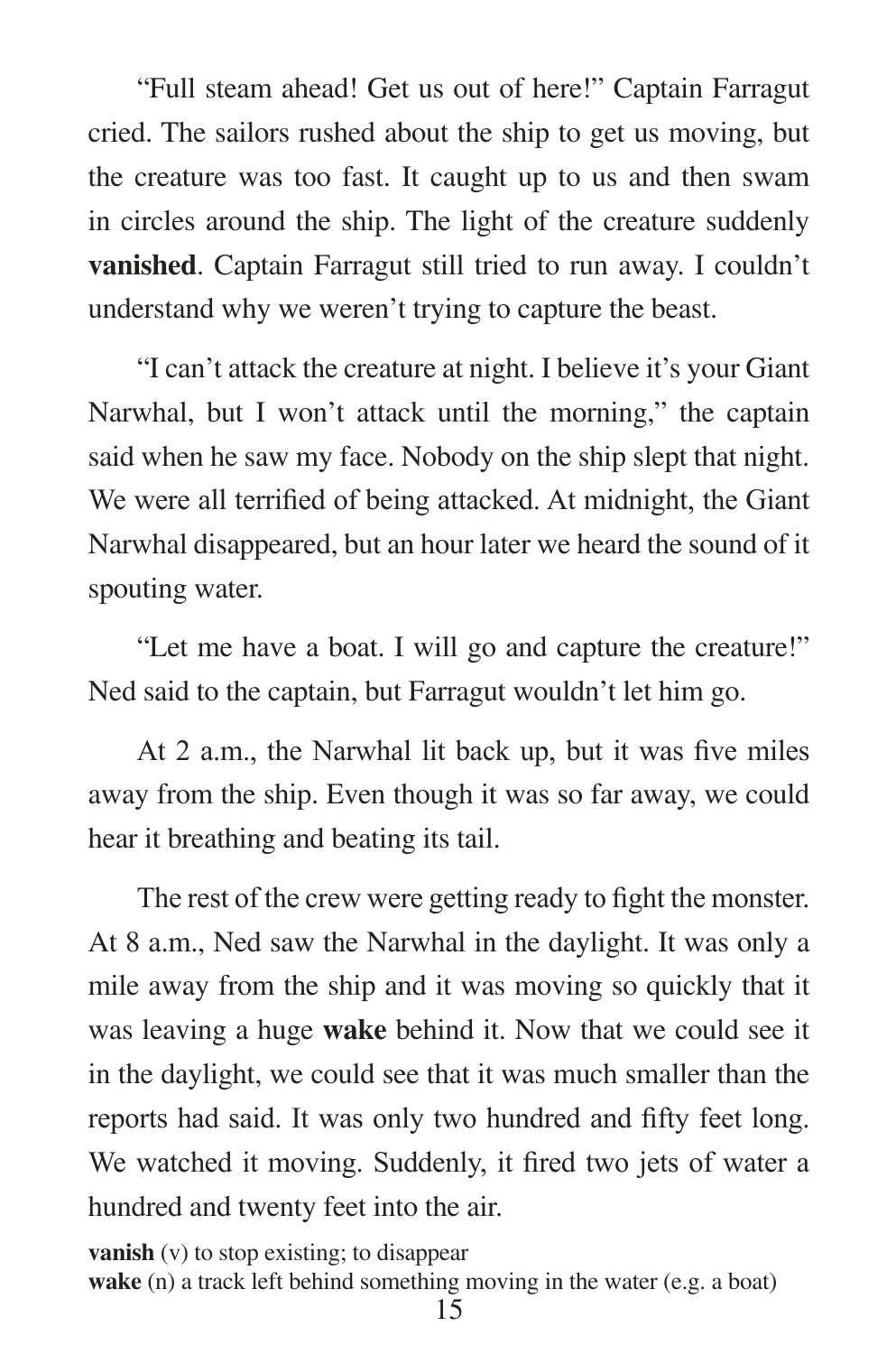"Full steam ahead! Get us out of here!" Captain Farragut cried. The sailors rushed about the ship to get us moving, but the creature was too fast. It caught up to us and then swam in circles around the ship. The light of the creature suddenly **vanished**. Captain Farragut still tried to run away. I couldn't understand why we weren't trying to capture the beast.

"I can't attack the creature at night. I believe it's your Giant Narwhal, but I won't attack until the morning," the captain said when he saw my face. Nobody on the ship slept that night. We were all terrified of being attacked. At midnight, the Giant Narwhal disappeared, but an hour later we heard the sound of it spouting water.

"Let me have a boat. I will go and capture the creature!" Ned said to the captain, but Farragut wouldn't let him go.

At 2 a.m., the Narwhal lit back up, but it was five miles away from the ship. Even though it was so far away, we could hear it breathing and beating its tail.

The rest of the crew were getting ready to fight the monster. At 8 a.m., Ned saw the Narwhal in the daylight. It was only a mile away from the ship and it was moving so quickly that it was leaving a huge **wake** behind it. Now that we could see it in the daylight, we could see that it was much smaller than the reports had said. It was only two hundred and fifty feet long. We watched it moving. Suddenly, it fired two jets of water a hundred and twenty feet into the air.

**vanish** (v) to stop existing; to disappear
**wake** (n) a track left behind something moving in the water (e.g. a boat)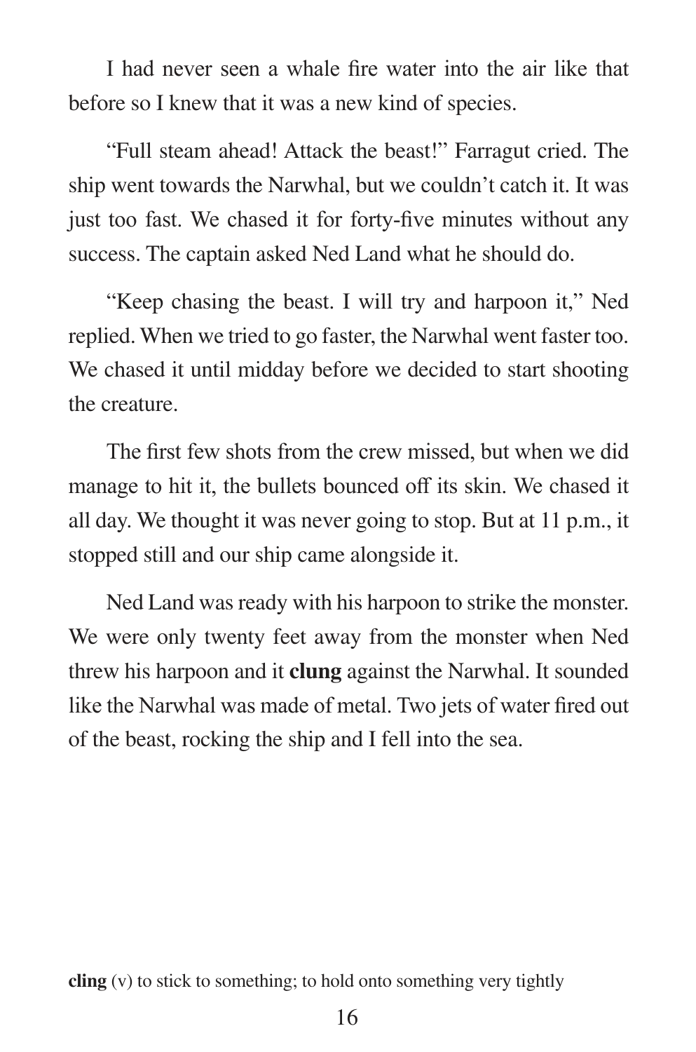I had never seen a whale fire water into the air like that before so I knew that it was a new kind of species.

"Full steam ahead! Attack the beast!" Farragut cried. The ship went towards the Narwhal, but we couldn't catch it. It was just too fast. We chased it for forty-five minutes without any success. The captain asked Ned Land what he should do.

"Keep chasing the beast. I will try and harpoon it," Ned replied. When we tried to go faster, the Narwhal went faster too. We chased it until midday before we decided to start shooting the creature.

The first few shots from the crew missed, but when we did manage to hit it, the bullets bounced off its skin. We chased it all day. We thought it was never going to stop. But at 11 p.m., it stopped still and our ship came alongside it.

Ned Land was ready with his harpoon to strike the monster. We were only twenty feet away from the monster when Ned threw his harpoon and it **clung** against the Narwhal. It sounded like the Narwhal was made of metal. Two jets of water fired out of the beast, rocking the ship and I fell into the sea.

**cling** (v) to stick to something; to hold onto something very tightly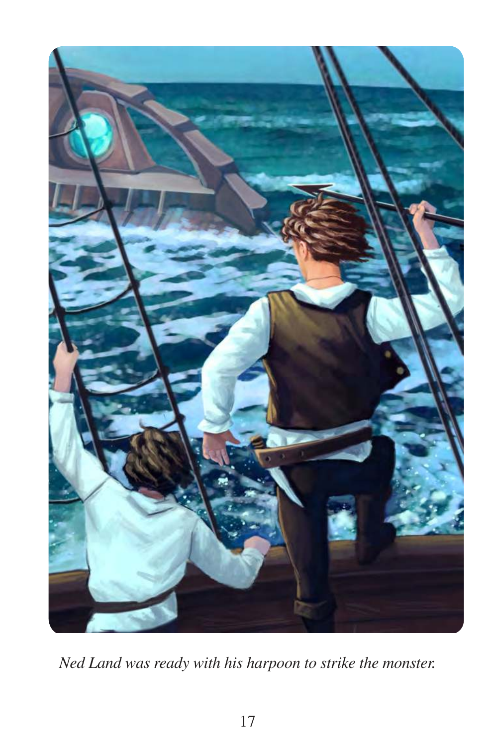*Ned Land was ready with his harpoon to strike the monster.*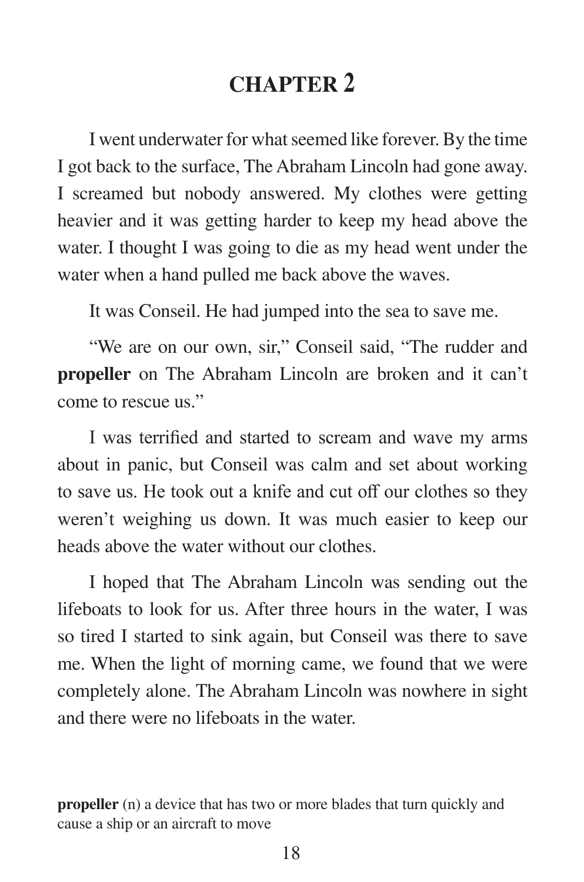# CHAPTER 2

I went underwater for what seemed like forever. By the time I got back to the surface, The Abraham Lincoln had gone away. I screamed but nobody answered. My clothes were getting heavier and it was getting harder to keep my head above the water. I thought I was going to die as my head went under the water when a hand pulled me back above the waves.

It was Conseil. He had jumped into the sea to save me.

"We are on our own, sir," Conseil said, "The rudder and **propeller** on The Abraham Lincoln are broken and it can't come to rescue us."

I was terrified and started to scream and wave my arms about in panic, but Conseil was calm and set about working to save us. He took out a knife and cut off our clothes so they weren't weighing us down. It was much easier to keep our heads above the water without our clothes.

I hoped that The Abraham Lincoln was sending out the lifeboats to look for us. After three hours in the water, I was so tired I started to sink again, but Conseil was there to save me. When the light of morning came, we found that we were completely alone. The Abraham Lincoln was nowhere in sight and there were no lifeboats in the water.

**propeller** (n) a device that has two or more blades that turn quickly and cause a ship or an aircraft to move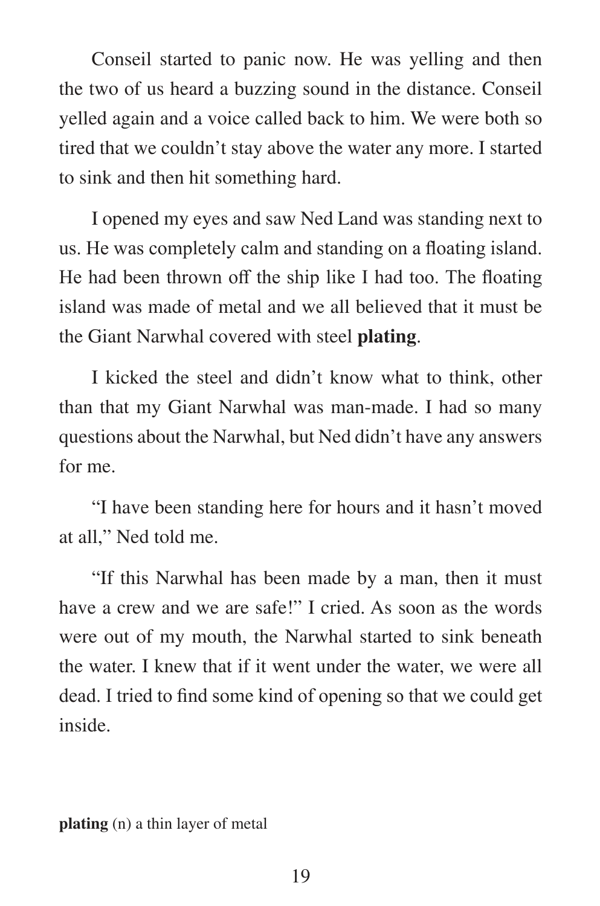Conseil started to panic now. He was yelling and then the two of us heard a buzzing sound in the distance. Conseil yelled again and a voice called back to him. We were both so tired that we couldn't stay above the water any more. I started to sink and then hit something hard.

I opened my eyes and saw Ned Land was standing next to us. He was completely calm and standing on a floating island. He had been thrown off the ship like I had too. The floating island was made of metal and we all believed that it must be the Giant Narwhal covered with steel **plating**.

I kicked the steel and didn't know what to think, other than that my Giant Narwhal was man-made. I had so many questions about the Narwhal, but Ned didn't have any answers for me.

"I have been standing here for hours and it hasn't moved at all," Ned told me.

"If this Narwhal has been made by a man, then it must have a crew and we are safe!" I cried. As soon as the words were out of my mouth, the Narwhal started to sink beneath the water. I knew that if it went under the water, we were all dead. I tried to find some kind of opening so that we could get inside.

**plating** (n) a thin layer of metal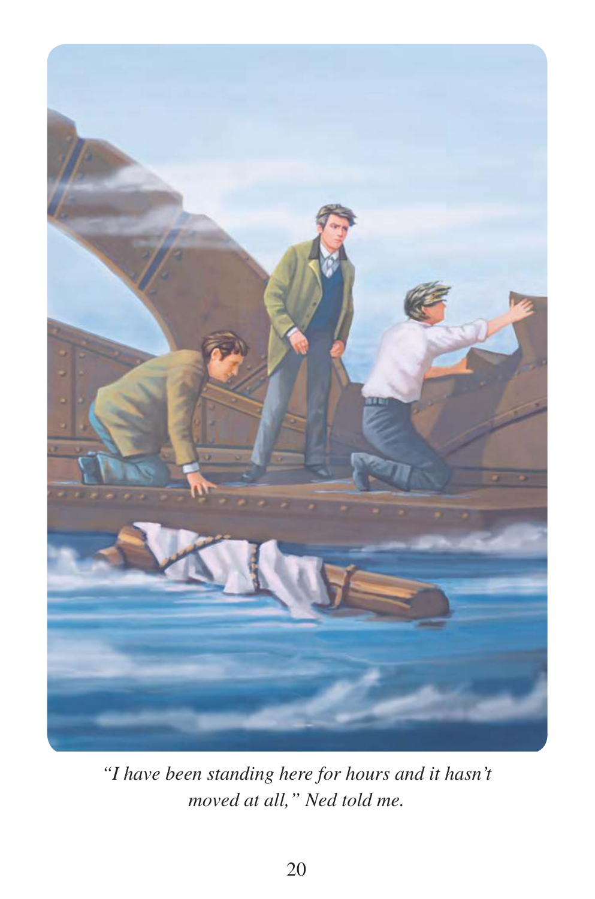*"I have been standing here for hours and it hasn't moved at all," Ned told me.*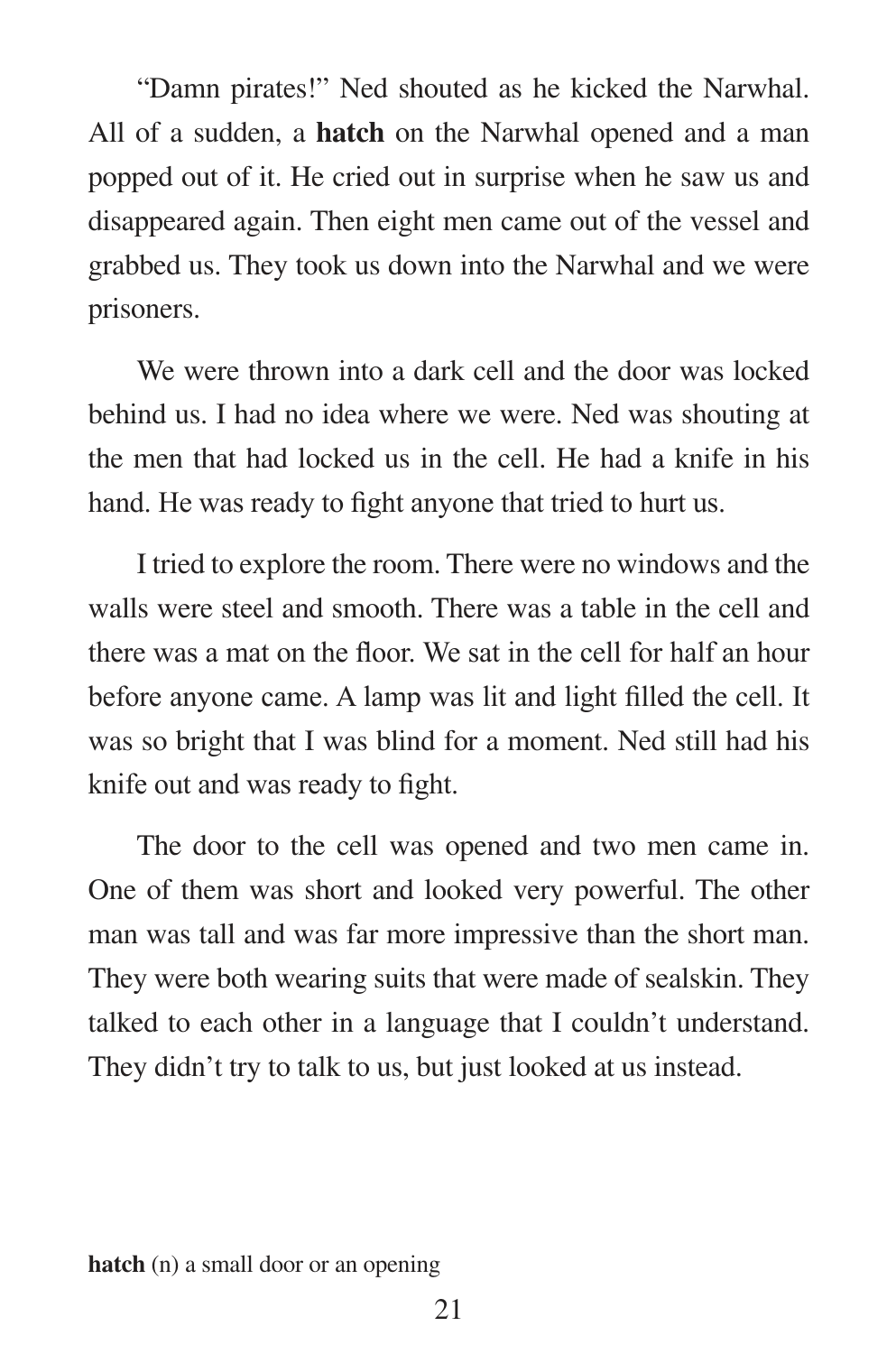"Damn pirates!" Ned shouted as he kicked the Narwhal. All of a sudden, a **hatch** on the Narwhal opened and a man popped out of it. He cried out in surprise when he saw us and disappeared again. Then eight men came out of the vessel and grabbed us. They took us down into the Narwhal and we were prisoners.

We were thrown into a dark cell and the door was locked behind us. I had no idea where we were. Ned was shouting at the men that had locked us in the cell. He had a knife in his hand. He was ready to fight anyone that tried to hurt us.

I tried to explore the room. There were no windows and the walls were steel and smooth. There was a table in the cell and there was a mat on the floor. We sat in the cell for half an hour before anyone came. A lamp was lit and light filled the cell. It was so bright that I was blind for a moment. Ned still had his knife out and was ready to fight.

The door to the cell was opened and two men came in. One of them was short and looked very powerful. The other man was tall and was far more impressive than the short man. They were both wearing suits that were made of sealskin. They talked to each other in a language that I couldn't understand. They didn't try to talk to us, but just looked at us instead.

**hatch** (n) a small door or an opening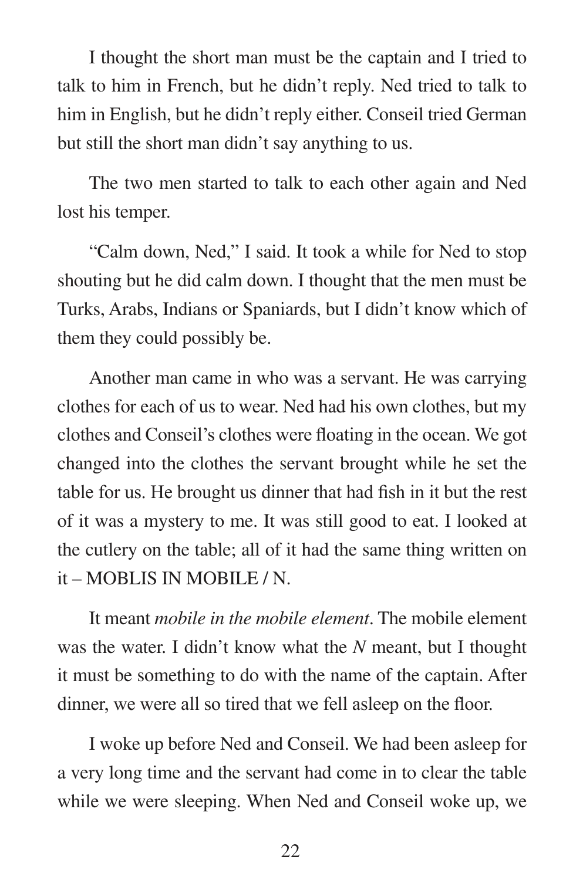I thought the short man must be the captain and I tried to talk to him in French, but he didn't reply. Ned tried to talk to him in English, but he didn't reply either. Conseil tried German but still the short man didn't say anything to us.

The two men started to talk to each other again and Ned lost his temper.

"Calm down, Ned," I said. It took a while for Ned to stop shouting but he did calm down. I thought that the men must be Turks, Arabs, Indians or Spaniards, but I didn't know which of them they could possibly be.

Another man came in who was a servant. He was carrying clothes for each of us to wear. Ned had his own clothes, but my clothes and Conseil's clothes were floating in the ocean. We got changed into the clothes the servant brought while he set the table for us. He brought us dinner that had fish in it but the rest of it was a mystery to me. It was still good to eat. I looked at the cutlery on the table; all of it had the same thing written on it – MOBLIS IN MOBILE / N.

It meant *mobile in the mobile element*. The mobile element was the water. I didn't know what the *N* meant, but I thought it must be something to do with the name of the captain. After dinner, we were all so tired that we fell asleep on the floor.

I woke up before Ned and Conseil. We had been asleep for a very long time and the servant had come in to clear the table while we were sleeping. When Ned and Conseil woke up, we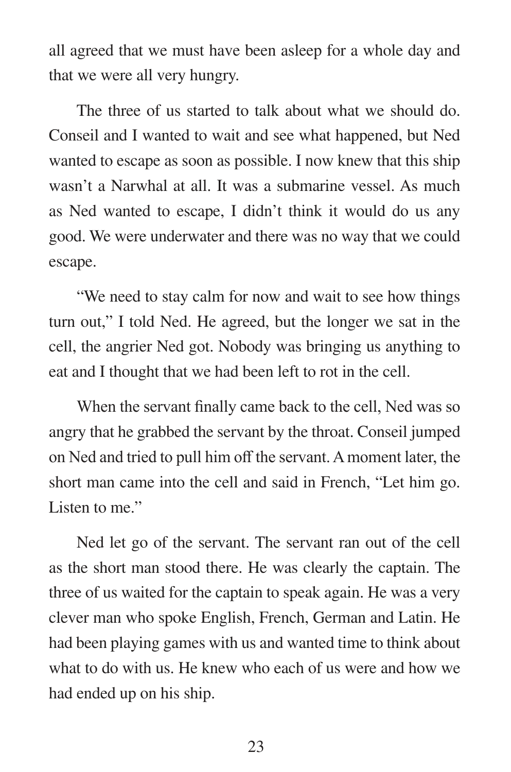all agreed that we must have been asleep for a whole day and that we were all very hungry.

The three of us started to talk about what we should do. Conseil and I wanted to wait and see what happened, but Ned wanted to escape as soon as possible. I now knew that this ship wasn't a Narwhal at all. It was a submarine vessel. As much as Ned wanted to escape, I didn't think it would do us any good. We were underwater and there was no way that we could escape.

"We need to stay calm for now and wait to see how things turn out," I told Ned. He agreed, but the longer we sat in the cell, the angrier Ned got. Nobody was bringing us anything to eat and I thought that we had been left to rot in the cell.

When the servant finally came back to the cell, Ned was so angry that he grabbed the servant by the throat. Conseil jumped on Ned and tried to pull him off the servant. A moment later, the short man came into the cell and said in French, "Let him go. Listen to me."

Ned let go of the servant. The servant ran out of the cell as the short man stood there. He was clearly the captain. The three of us waited for the captain to speak again. He was a very clever man who spoke English, French, German and Latin. He had been playing games with us and wanted time to think about what to do with us. He knew who each of us were and how we had ended up on his ship.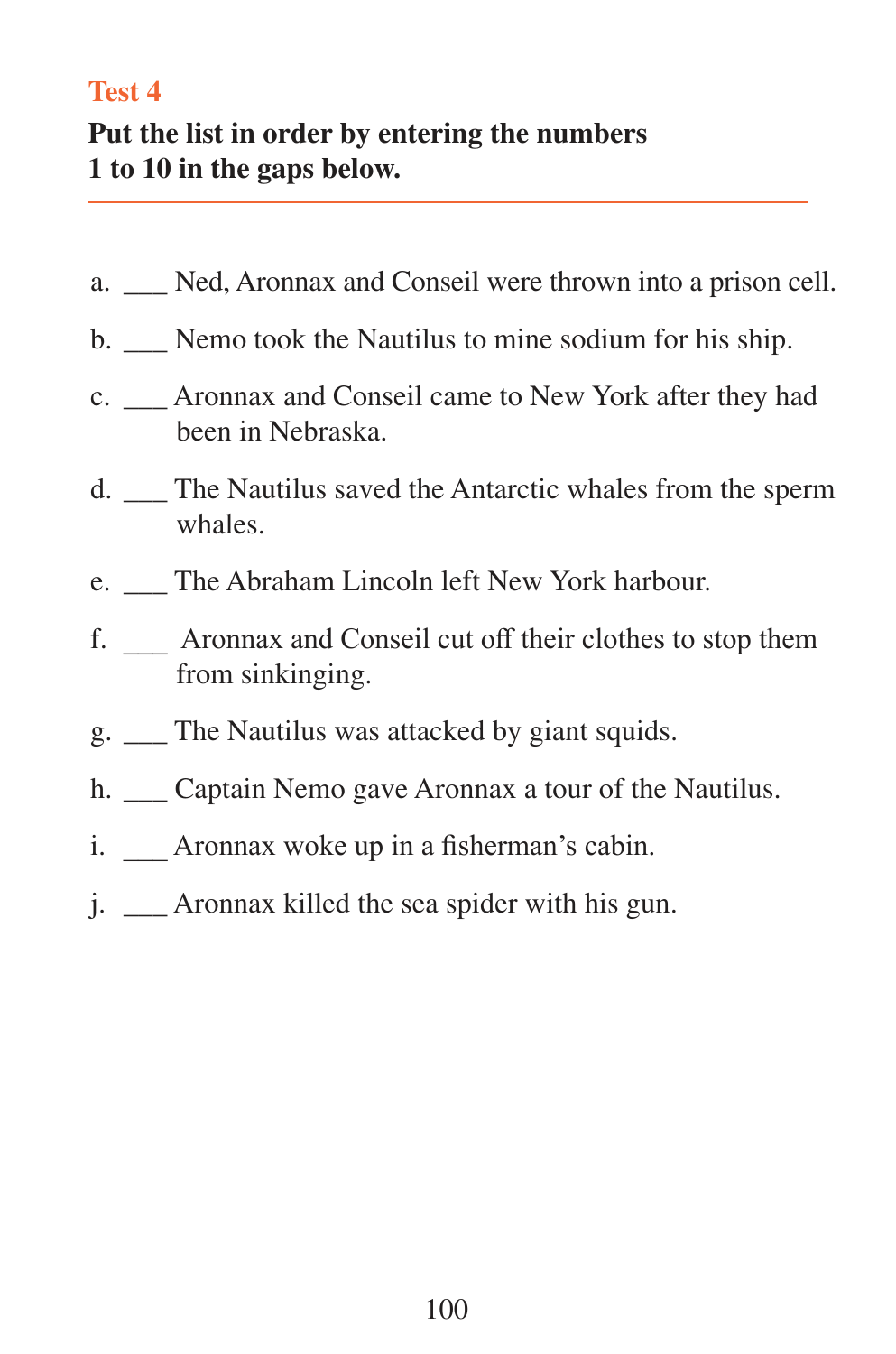## Test 4

**Put the list in order by entering the numbers 1 to 10 in the gaps below.**

a. ___ Ned, Aronnax and Conseil were thrown into a prison cell.

b. ___ Nemo took the Nautilus to mine sodium for his ship.

c. ___ Aronnax and Conseil came to New York after they had been in Nebraska.

d. ___ The Nautilus saved the Antarctic whales from the sperm whales.

e. ___ The Abraham Lincoln left New York harbour.

f. ___ Aronnax and Conseil cut off their clothes to stop them from sinkinging.

g. ___ The Nautilus was attacked by giant squids.

h. ___ Captain Nemo gave Aronnax a tour of the Nautilus.

i. ___ Aronnax woke up in a fisherman's cabin.

j. ___ Aronnax killed the sea spider with his gun.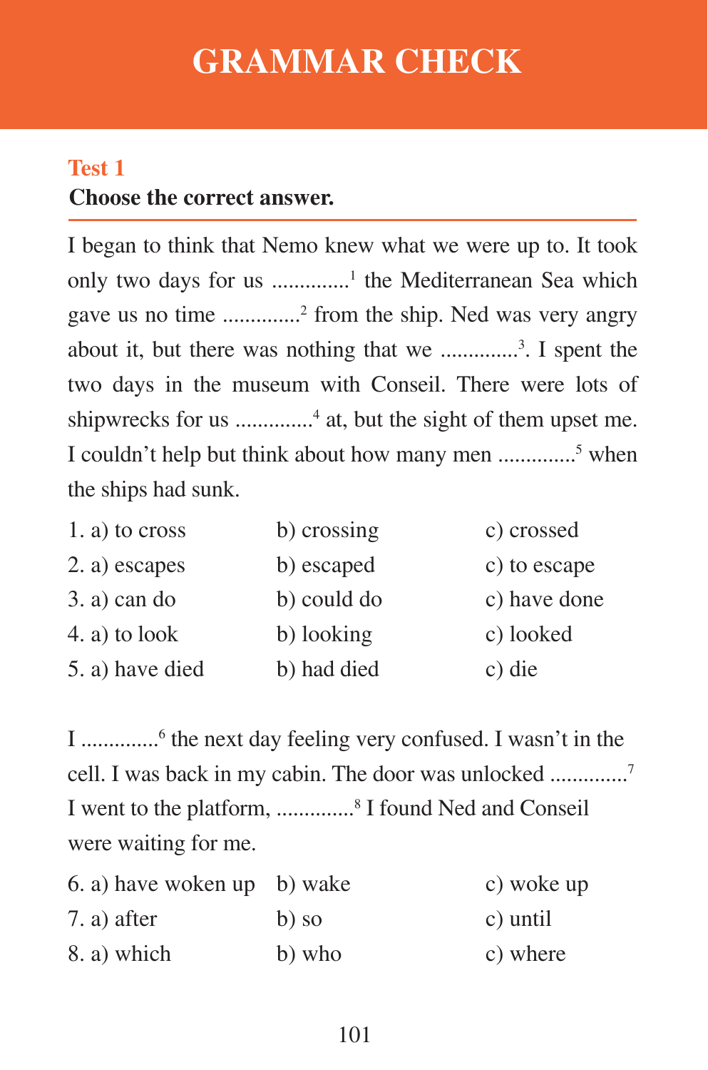# GRAMMAR CHECK

## Test 1

**Choose the correct answer.**

I began to think that Nemo knew what we were up to. It took only two days for us ..............[1] the Mediterranean Sea which gave us no time ..............[2] from the ship. Ned was very angry about it, but there was nothing that we ..............[3]. I spent the two days in the museum with Conseil. There were lots of shipwrecks for us ..............[4] at, but the sight of them upset me. I couldn't help but think about how many men ..............[5] when the ships had sunk.

| | | |
|---|---|---|
| 1. a) to cross | b) crossing | c) crossed |
| 2. a) escapes | b) escaped | c) to escape |
| 3. a) can do | b) could do | c) have done |
| 4. a) to look | b) looking | c) looked |
| 5. a) have died | b) had died | c) die |

I ..............[6] the next day feeling very confused. I wasn't in the cell. I was back in my cabin. The door was unlocked ..............[7] I went to the platform, ..............[8] I found Ned and Conseil were waiting for me.

| | | |
|---|---|---|
| 6. a) have woken up | b) wake | c) woke up |
| 7. a) after | b) so | c) until |
| 8. a) which | b) who | c) where |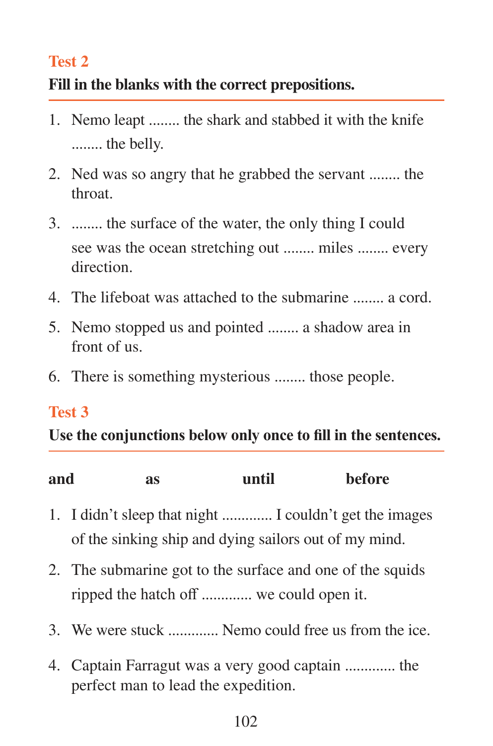## Test 2

**Fill in the blanks with the correct prepositions.**

1. Nemo leapt ........ the shark and stabbed it with the knife ........ the belly.
2. Ned was so angry that he grabbed the servant ........ the throat.
3. ........ the surface of the water, the only thing I could see was the ocean stretching out ........ miles ........ every direction.
4. The lifeboat was attached to the submarine ........ a cord.
5. Nemo stopped us and pointed ........ a shadow area in front of us.
6. There is something mysterious ........ those people.

## Test 3

**Use the conjunctions below only once to fill in the sentences.**

**and** **as** **until** **before**

1. I didn't sleep that night ............. I couldn't get the images of the sinking ship and dying sailors out of my mind.
2. The submarine got to the surface and one of the squids ripped the hatch off ............. we could open it.
3. We were stuck ............. Nemo could free us from the ice.
4. Captain Farragut was a very good captain ............. the perfect man to lead the expedition.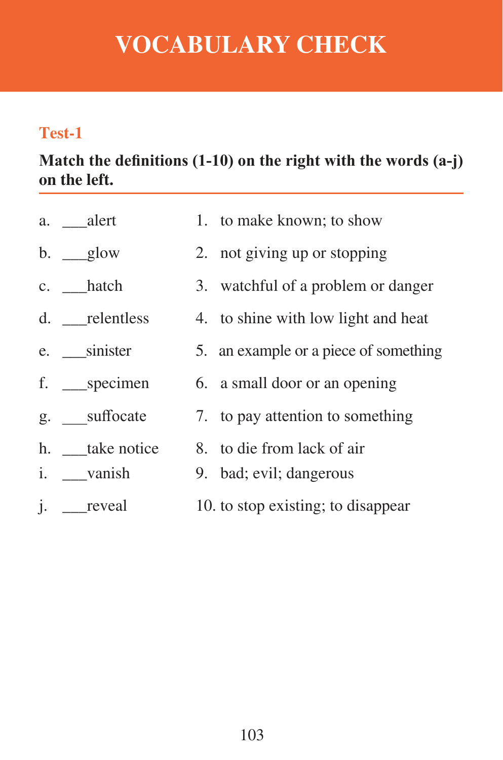# VOCABULARY CHECK

## Test-1

**Match the definitions (1-10) on the right with the words (a-j) on the left.**

| | |
|---|---|
| a. ___alert | 1. to make known; to show |
| b. ___glow | 2. not giving up or stopping |
| c. ___hatch | 3. watchful of a problem or danger |
| d. ___relentless | 4. to shine with low light and heat |
| e. ___sinister | 5. an example or a piece of something |
| f. ___specimen | 6. a small door or an opening |
| g. ___suffocate | 7. to pay attention to something |
| h. ___take notice | 8. to die from lack of air |
| i. ___vanish | 9. bad; evil; dangerous |
| j. ___reveal | 10. to stop existing; to disappear |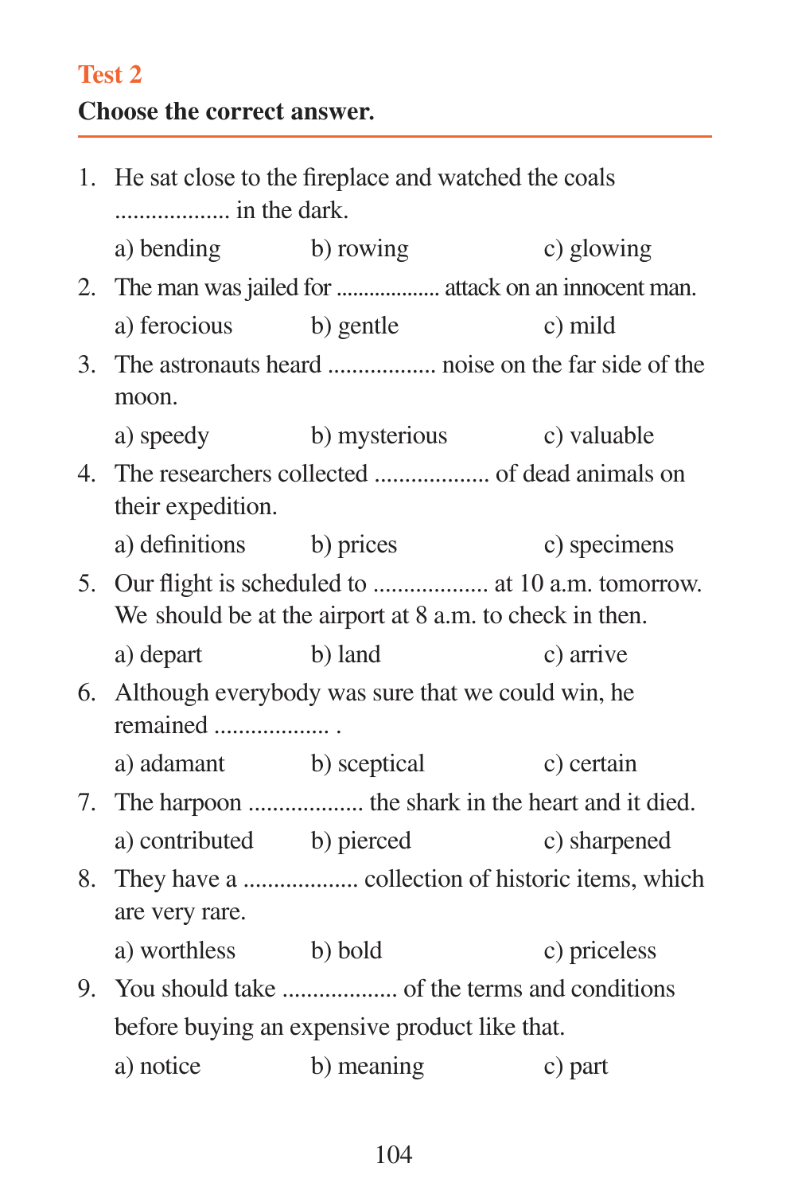## Test 2

**Choose the correct answer.**

1. He sat close to the fireplace and watched the coals .................. in the dark.

   a) bending b) rowing c) glowing

2. The man was jailed for .................. attack on an innocent man.

   a) ferocious b) gentle c) mild

3. The astronauts heard .................. noise on the far side of the moon.

   a) speedy b) mysterious c) valuable

4. The researchers collected .................. of dead animals on their expedition.

   a) definitions b) prices c) specimens

5. Our flight is scheduled to .................. at 10 a.m. tomorrow. We should be at the airport at 8 a.m. to check in then.

   a) depart b) land c) arrive

6. Although everybody was sure that we could win, he remained .................. .

   a) adamant b) sceptical c) certain

7. The harpoon .................. the shark in the heart and it died.

   a) contributed b) pierced c) sharpened

8. They have a .................. collection of historic items, which are very rare.

   a) worthless b) bold c) priceless

9. You should take .................. of the terms and conditions before buying an expensive product like that.

   a) notice b) meaning c) part